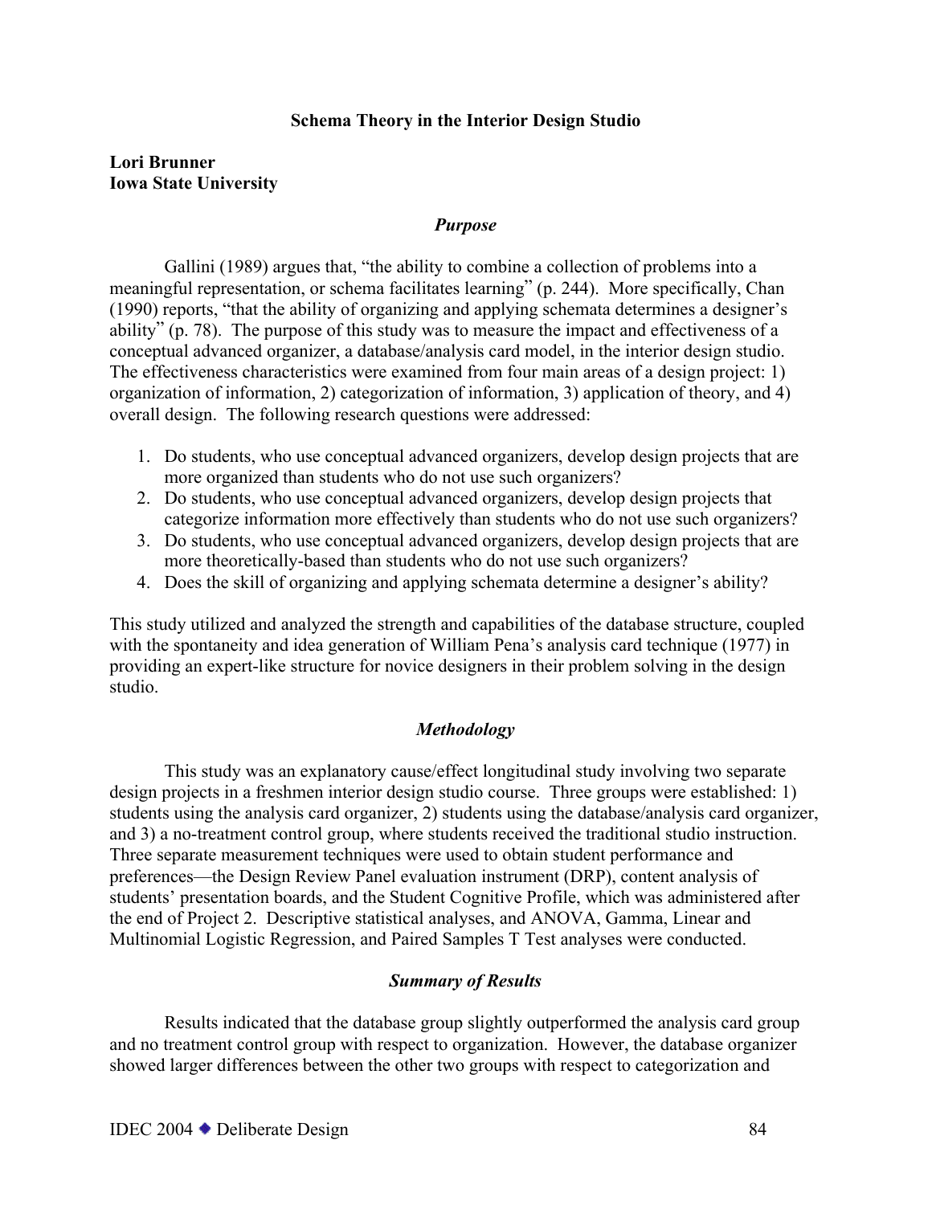# Schema Theory in the Interior Design Studio

**Lori Brunner**
**Iowa State University**

## *Purpose*

Gallini (1989) argues that, "the ability to combine a collection of problems into a meaningful representation, or schema facilitates learning" (p. 244). More specifically, Chan (1990) reports, "that the ability of organizing and applying schemata determines a designer's ability" (p. 78). The purpose of this study was to measure the impact and effectiveness of a conceptual advanced organizer, a database/analysis card model, in the interior design studio. The effectiveness characteristics were examined from four main areas of a design project: 1) organization of information, 2) categorization of information, 3) application of theory, and 4) overall design. The following research questions were addressed:

1. Do students, who use conceptual advanced organizers, develop design projects that are more organized than students who do not use such organizers?
2. Do students, who use conceptual advanced organizers, develop design projects that categorize information more effectively than students who do not use such organizers?
3. Do students, who use conceptual advanced organizers, develop design projects that are more theoretically-based than students who do not use such organizers?
4. Does the skill of organizing and applying schemata determine a designer's ability?

This study utilized and analyzed the strength and capabilities of the database structure, coupled with the spontaneity and idea generation of William Pena's analysis card technique (1977) in providing an expert-like structure for novice designers in their problem solving in the design studio.

## *Methodology*

This study was an explanatory cause/effect longitudinal study involving two separate design projects in a freshmen interior design studio course. Three groups were established: 1) students using the analysis card organizer, 2) students using the database/analysis card organizer, and 3) a no-treatment control group, where students received the traditional studio instruction. Three separate measurement techniques were used to obtain student performance and preferences—the Design Review Panel evaluation instrument (DRP), content analysis of students' presentation boards, and the Student Cognitive Profile, which was administered after the end of Project 2. Descriptive statistical analyses, and ANOVA, Gamma, Linear and Multinomial Logistic Regression, and Paired Samples T Test analyses were conducted.

## *Summary of Results*

Results indicated that the database group slightly outperformed the analysis card group and no treatment control group with respect to organization. However, the database organizer showed larger differences between the other two groups with respect to categorization and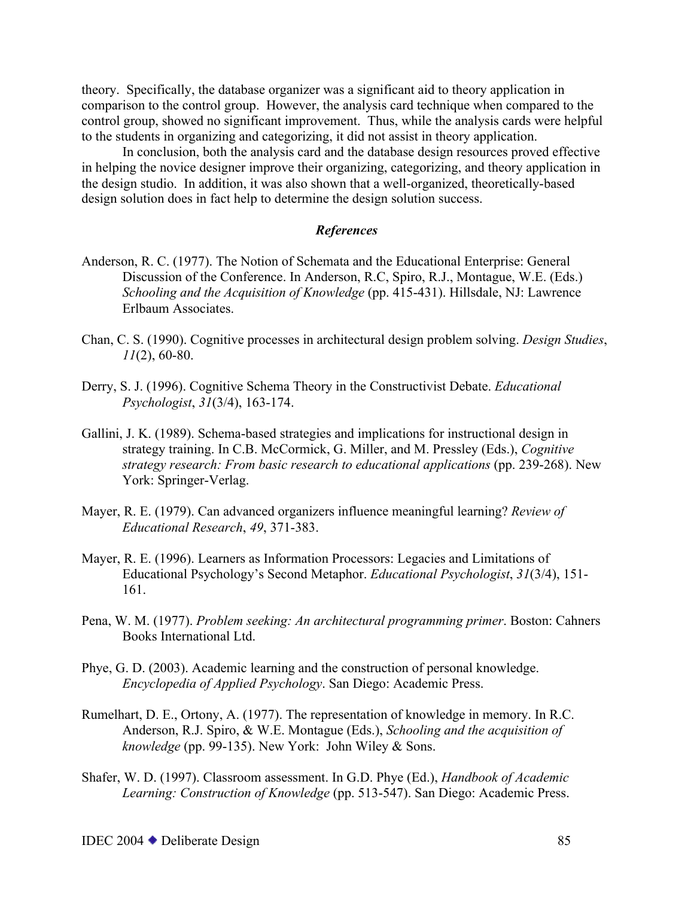theory. Specifically, the database organizer was a significant aid to theory application in comparison to the control group. However, the analysis card technique when compared to the control group, showed no significant improvement. Thus, while the analysis cards were helpful to the students in organizing and categorizing, it did not assist in theory application.

In conclusion, both the analysis card and the database design resources proved effective in helping the novice designer improve their organizing, categorizing, and theory application in the design studio. In addition, it was also shown that a well-organized, theoretically-based design solution does in fact help to determine the design solution success.

### *References*

Anderson, R. C. (1977). The Notion of Schemata and the Educational Enterprise: General Discussion of the Conference. In Anderson, R.C, Spiro, R.J., Montague, W.E. (Eds.) *Schooling and the Acquisition of Knowledge* (pp. 415-431). Hillsdale, NJ: Lawrence Erlbaum Associates.

Chan, C. S. (1990). Cognitive processes in architectural design problem solving. *Design Studies*, *11*(2), 60-80.

Derry, S. J. (1996). Cognitive Schema Theory in the Constructivist Debate. *Educational Psychologist*, *31*(3/4), 163-174.

Gallini, J. K. (1989). Schema-based strategies and implications for instructional design in strategy training. In C.B. McCormick, G. Miller, and M. Pressley (Eds.), *Cognitive strategy research: From basic research to educational applications* (pp. 239-268). New York: Springer-Verlag.

Mayer, R. E. (1979). Can advanced organizers influence meaningful learning? *Review of Educational Research*, *49*, 371-383.

Mayer, R. E. (1996). Learners as Information Processors: Legacies and Limitations of Educational Psychology's Second Metaphor. *Educational Psychologist*, *31*(3/4), 151-161.

Pena, W. M. (1977). *Problem seeking: An architectural programming primer*. Boston: Cahners Books International Ltd.

Phye, G. D. (2003). Academic learning and the construction of personal knowledge. *Encyclopedia of Applied Psychology*. San Diego: Academic Press.

Rumelhart, D. E., Ortony, A. (1977). The representation of knowledge in memory. In R.C. Anderson, R.J. Spiro, & W.E. Montague (Eds.), *Schooling and the acquisition of knowledge* (pp. 99-135). New York: John Wiley & Sons.

Shafer, W. D. (1997). Classroom assessment. In G.D. Phye (Ed.), *Handbook of Academic Learning: Construction of Knowledge* (pp. 513-547). San Diego: Academic Press.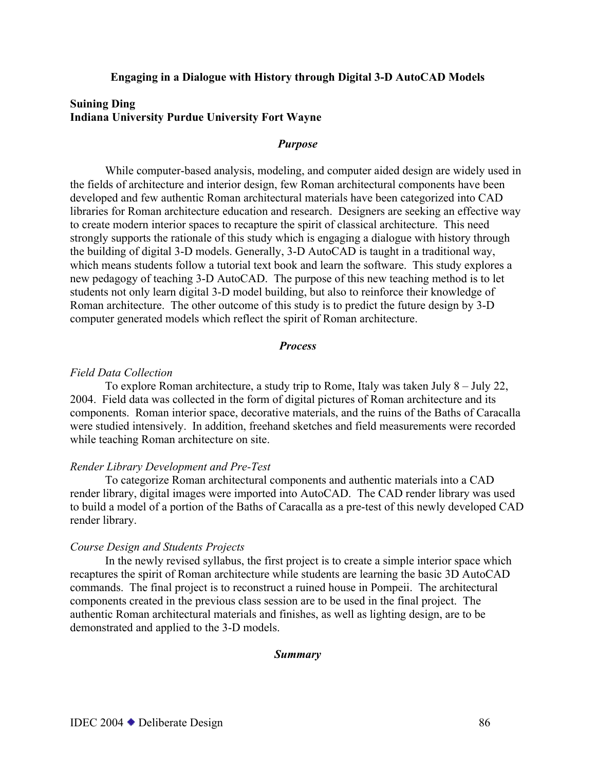**Engaging in a Dialogue with History through Digital 3-D AutoCAD Models**

**Suining Ding**
**Indiana University Purdue University Fort Wayne**

### *Purpose*

While computer-based analysis, modeling, and computer aided design are widely used in the fields of architecture and interior design, few Roman architectural components have been developed and few authentic Roman architectural materials have been categorized into CAD libraries for Roman architecture education and research. Designers are seeking an effective way to create modern interior spaces to recapture the spirit of classical architecture. This need strongly supports the rationale of this study which is engaging a dialogue with history through the building of digital 3-D models. Generally, 3-D AutoCAD is taught in a traditional way, which means students follow a tutorial text book and learn the software. This study explores a new pedagogy of teaching 3-D AutoCAD. The purpose of this new teaching method is to let students not only learn digital 3-D model building, but also to reinforce their knowledge of Roman architecture. The other outcome of this study is to predict the future design by 3-D computer generated models which reflect the spirit of Roman architecture.

### *Process*

*Field Data Collection*

To explore Roman architecture, a study trip to Rome, Italy was taken July 8 – July 22, 2004. Field data was collected in the form of digital pictures of Roman architecture and its components. Roman interior space, decorative materials, and the ruins of the Baths of Caracalla were studied intensively. In addition, freehand sketches and field measurements were recorded while teaching Roman architecture on site.

*Render Library Development and Pre-Test*

To categorize Roman architectural components and authentic materials into a CAD render library, digital images were imported into AutoCAD. The CAD render library was used to build a model of a portion of the Baths of Caracalla as a pre-test of this newly developed CAD render library.

*Course Design and Students Projects*

In the newly revised syllabus, the first project is to create a simple interior space which recaptures the spirit of Roman architecture while students are learning the basic 3D AutoCAD commands. The final project is to reconstruct a ruined house in Pompeii. The architectural components created in the previous class session are to be used in the final project. The authentic Roman architectural materials and finishes, as well as lighting design, are to be demonstrated and applied to the 3-D models.

### *Summary*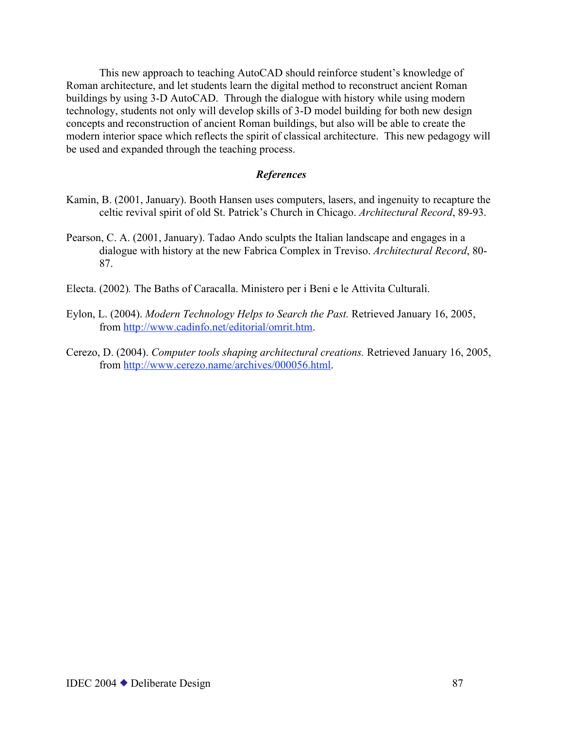This new approach to teaching AutoCAD should reinforce student's knowledge of Roman architecture, and let students learn the digital method to reconstruct ancient Roman buildings by using 3-D AutoCAD. Through the dialogue with history while using modern technology, students not only will develop skills of 3-D model building for both new design concepts and reconstruction of ancient Roman buildings, but also will be able to create the modern interior space which reflects the spirit of classical architecture. This new pedagogy will be used and expanded through the teaching process.

### *References*

Kamin, B. (2001, January). Booth Hansen uses computers, lasers, and ingenuity to recapture the celtic revival spirit of old St. Patrick's Church in Chicago. *Architectural Record*, 89-93.

Pearson, C. A. (2001, January). Tadao Ando sculpts the Italian landscape and engages in a dialogue with history at the new Fabrica Complex in Treviso. *Architectural Record*, 80-87.

Electa. (2002). The Baths of Caracalla. Ministero per i Beni e le Attivita Culturali.

Eylon, L. (2004). *Modern Technology Helps to Search the Past.* Retrieved January 16, 2005, from http://www.cadinfo.net/editorial/omrit.htm.

Cerezo, D. (2004). *Computer tools shaping architectural creations.* Retrieved January 16, 2005, from http://www.cerezo.name/archives/000056.html.